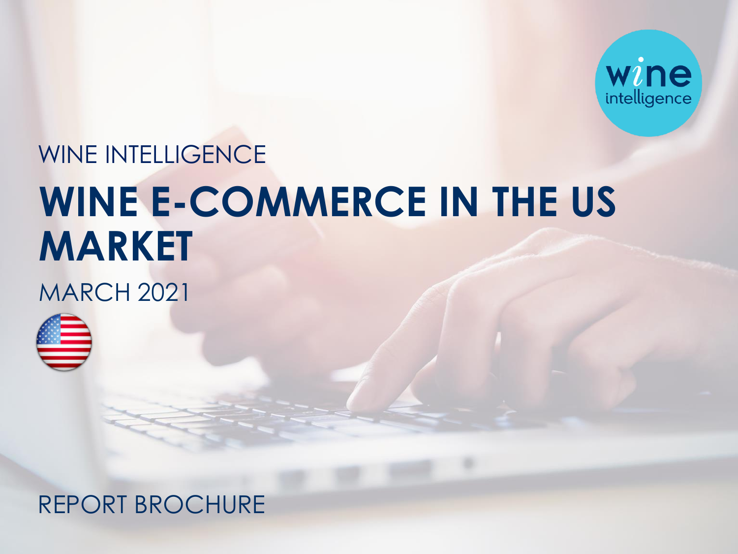WINE INTELLIGENCE

# WINE E-COMMERCE IN THE US MARKET

MARCH 2021

REPORT BROCHURE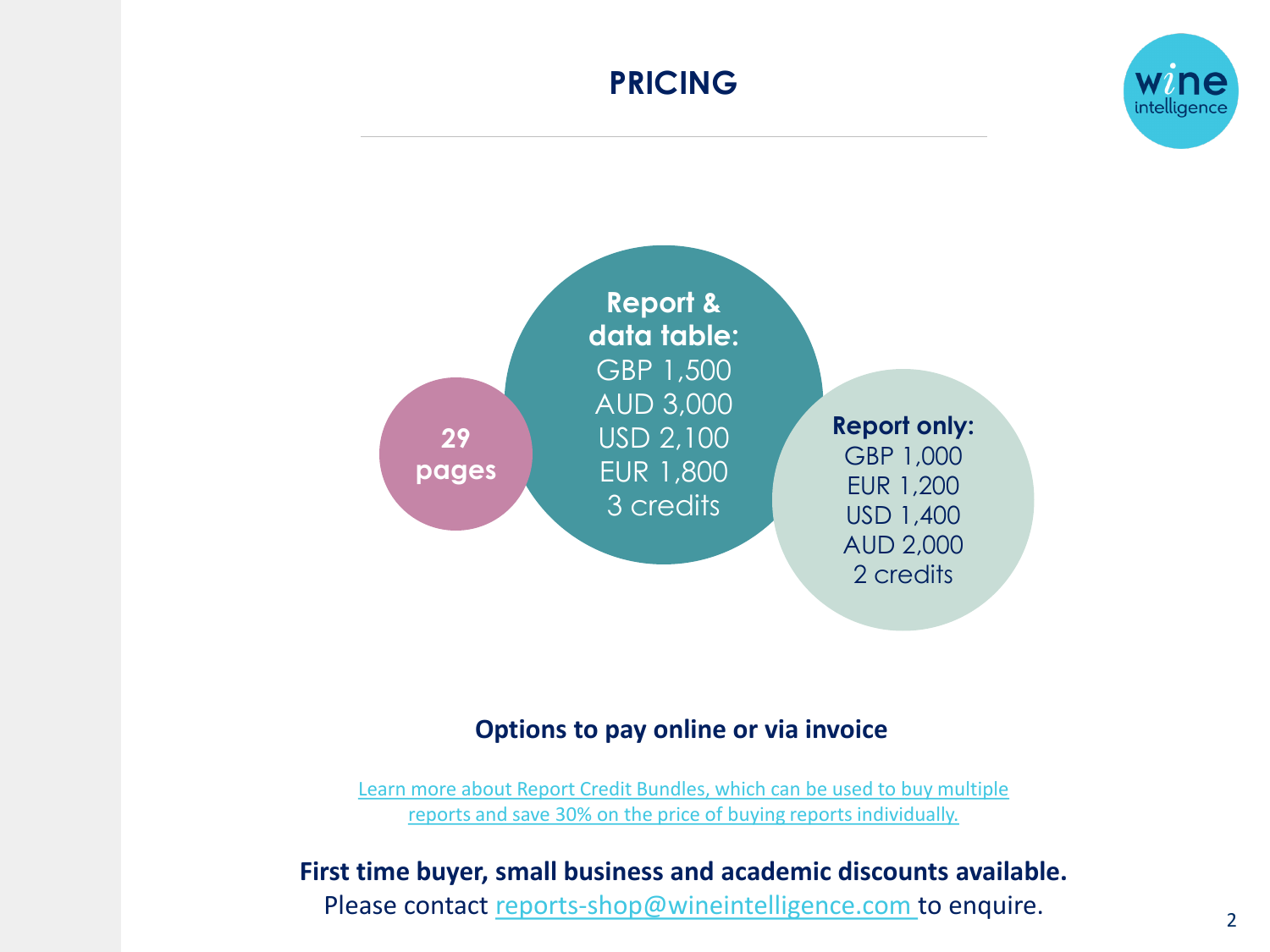# PRICING

**29 pages**

**Report & data table:**
GBP 1,500
AUD 3,000
USD 2,100
EUR 1,800
3 credits

**Report only:**
GBP 1,000
EUR 1,200
USD 1,400
AUD 2,000
2 credits

**Options to pay online or via invoice**

Learn more about Report Credit Bundles, which can be used to buy multiple reports and save 30% on the price of buying reports individually.

**First time buyer, small business and academic discounts available.**
Please contact reports-shop@wineintelligence.com to enquire.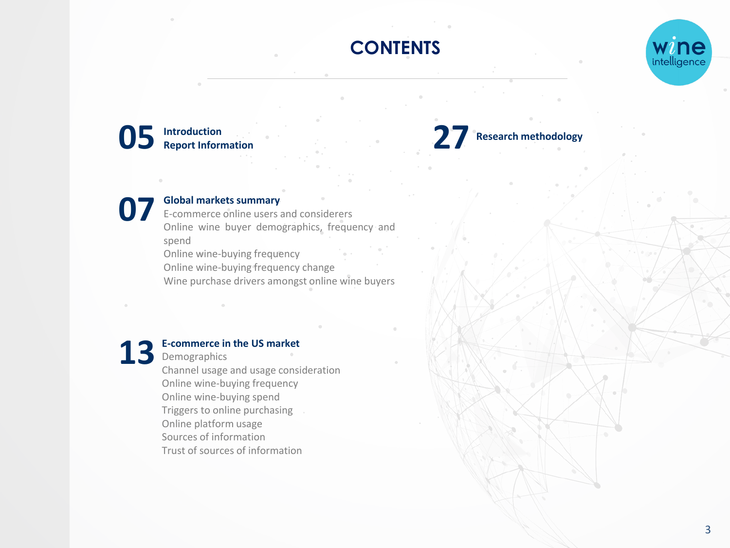# CONTENTS

**05** **Introduction**
**Report Information**

**07** **Global markets summary**
- E-commerce online users and considerers
- Online wine buyer demographics, frequency and spend
- Online wine-buying frequency
- Online wine-buying frequency change
- Wine purchase drivers amongst online wine buyers

**13** **E-commerce in the US market**
- Demographics
- Channel usage and usage consideration
- Online wine-buying frequency
- Online wine-buying spend
- Triggers to online purchasing
- Online platform usage
- Sources of information
- Trust of sources of information

**27** **Research methodology**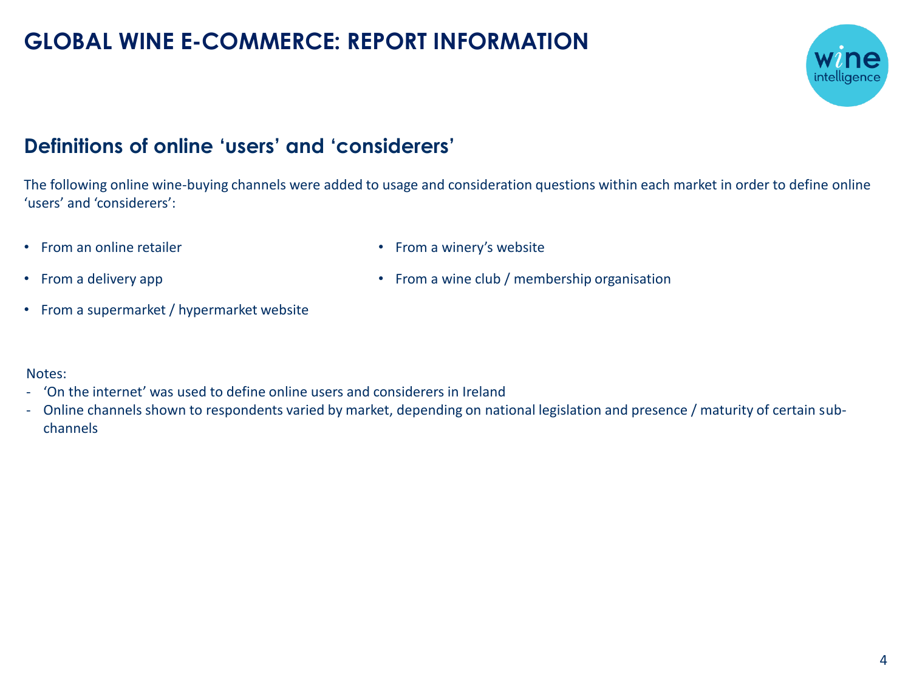# GLOBAL WINE E-COMMERCE: REPORT INFORMATION

## Definitions of online 'users' and 'considerers'

The following online wine-buying channels were added to usage and consideration questions within each market in order to define online 'users' and 'considerers':

- From an online retailer
- From a delivery app
- From a supermarket / hypermarket website
- From a winery's website
- From a wine club / membership organisation

Notes:

- 'On the internet' was used to define online users and considerers in Ireland
- Online channels shown to respondents varied by market, depending on national legislation and presence / maturity of certain sub-channels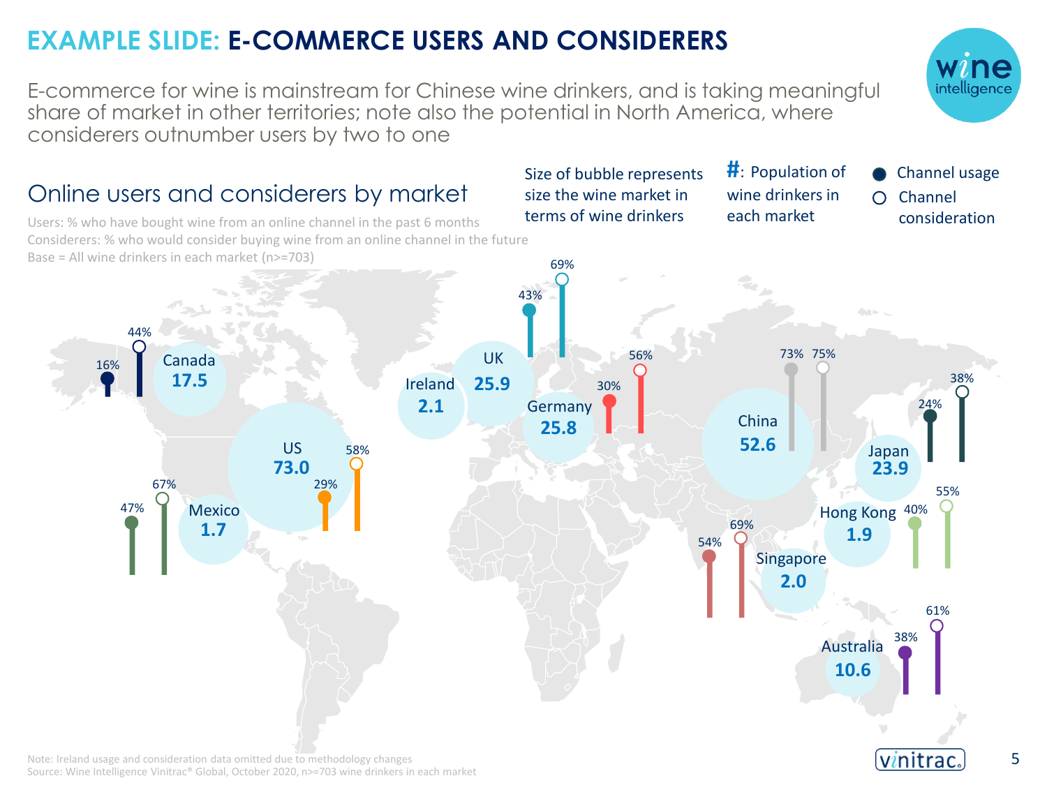# EXAMPLE SLIDE: E-COMMERCE USERS AND CONSIDERERS

E-commerce for wine is mainstream for Chinese wine drinkers, and is taking meaningful share of market in other territories; note also the potential in North America, where considerers outnumber users by two to one

## Online users and considerers by market

Users: % who have bought wine from an online channel in the past 6 months
Considerers: % who would consider buying wine from an online channel in the future
Base = All wine drinkers in each market (n>=703)

Size of bubble represents size the wine market in terms of wine drinkers

#: Population of wine drinkers in each market

● Channel usage
○ Channel consideration

| Market | Population of wine drinkers | Channel usage | Channel consideration |
|---|---|---|---|
| Canada | 17.5 | 16% | 44% |
| US | 73.0 | 29% | 58% |
| Mexico | 1.7 | 47% | 67% |
| Ireland | 2.1 | | |
| UK | 25.9 | 43% | 69% |
| Germany | 25.8 | 30% | 56% |
| China | 52.6 | 73% | 75% |
| Japan | 23.9 | 24% | 38% |
| Hong Kong | 1.9 | 40% | 55% |
| Singapore | 2.0 | 54% | 69% |
| Australia | 10.6 | 38% | 61% |

Note: Ireland usage and consideration data omitted due to methodology changes
Source: Wine Intelligence Vinitrac® Global, October 2020, n>=703 wine drinkers in each market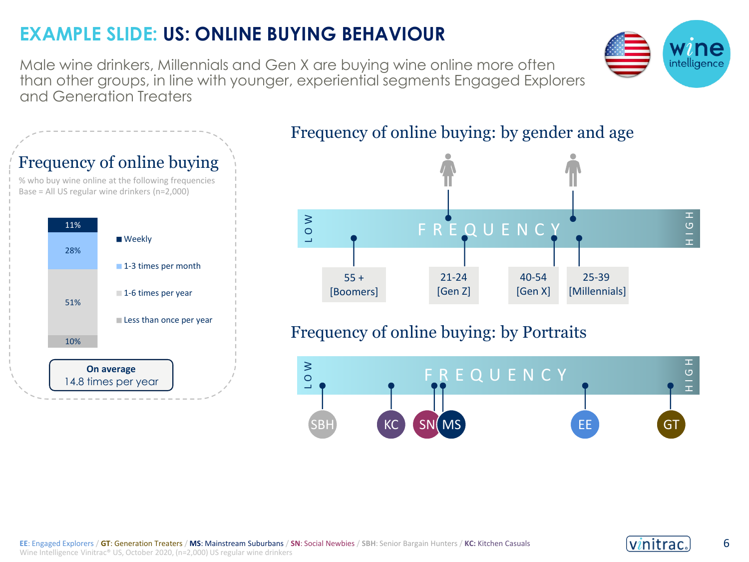# EXAMPLE SLIDE: US: ONLINE BUYING BEHAVIOUR

Male wine drinkers, Millennials and Gen X are buying wine online more often than other groups, in line with younger, experiential segments Engaged Explorers and Generation Treaters

## Frequency of online buying

% who buy wine online at the following frequencies
Base = All US regular wine drinkers (n=2,000)

| Frequency | % |
| --- | --- |
| Weekly | 11% |
| 1-3 times per month | 28% |
| 1-6 times per year | 51% |
| Less than once per year | 10% |

**On average**
14.8 times per year

## Frequency of online buying: by gender and age

LOW — FREQUENCY — HIGH

- 55 + [Boomers]
- Female
- 21-24 [Gen Z]
- 40-54 [Gen X]
- Male
- 25-39 [Millennials]

## Frequency of online buying: by Portraits

LOW — FREQUENCY — HIGH

- SBH
- KC
- SN
- MS
- EE
- GT

**EE**: Engaged Explorers / **GT**: Generation Treaters / **MS**: Mainstream Suburbans / **SN**: Social Newbies / **SBH**: Senior Bargain Hunters / **KC**: Kitchen Casuals

Wine Intelligence Vinitrac® US, October 2020, (n=2,000) US regular wine drinkers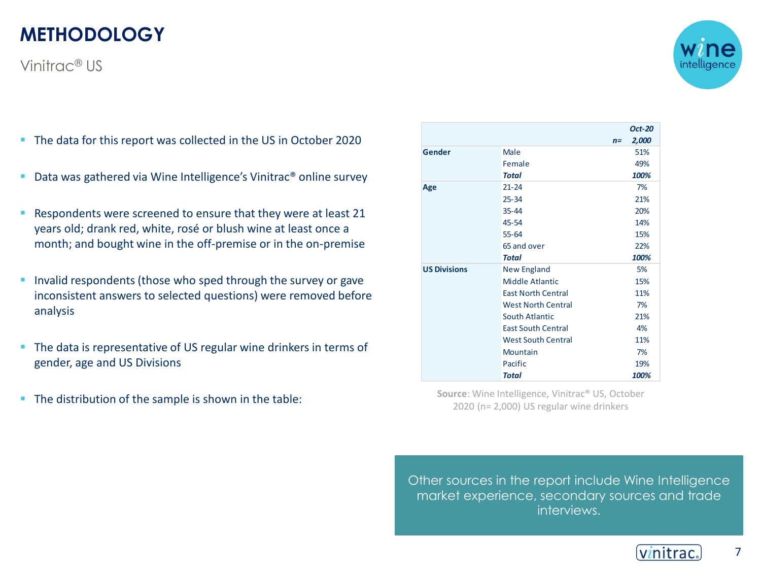# METHODOLOGY

Vinitrac® US

- The data for this report was collected in the US in October 2020
- Data was gathered via Wine Intelligence's Vinitrac® online survey
- Respondents were screened to ensure that they were at least 21 years old; drank red, white, rosé or blush wine at least once a month; and bought wine in the off-premise or in the on-premise
- Invalid respondents (those who sped through the survey or gave inconsistent answers to selected questions) were removed before analysis
- The data is representative of US regular wine drinkers in terms of gender, age and US Divisions
- The distribution of the sample is shown in the table:

| | | *Oct-20* |
|---|---|---|
| | *n=* | *2,000* |
| **Gender** | Male | 51% |
| | Female | 49% |
| | ***Total*** | ***100%*** |
| **Age** | 21-24 | 7% |
| | 25-34 | 21% |
| | 35-44 | 20% |
| | 45-54 | 14% |
| | 55-64 | 15% |
| | 65 and over | 22% |
| | ***Total*** | ***100%*** |
| **US Divisions** | New England | 5% |
| | Middle Atlantic | 15% |
| | East North Central | 11% |
| | West North Central | 7% |
| | South Atlantic | 21% |
| | East South Central | 4% |
| | West South Central | 11% |
| | Mountain | 7% |
| | Pacific | 19% |
| | ***Total*** | ***100%*** |

**Source**: Wine Intelligence, Vinitrac® US, October 2020 (n= 2,000) US regular wine drinkers

Other sources in the report include Wine Intelligence market experience, secondary sources and trade interviews.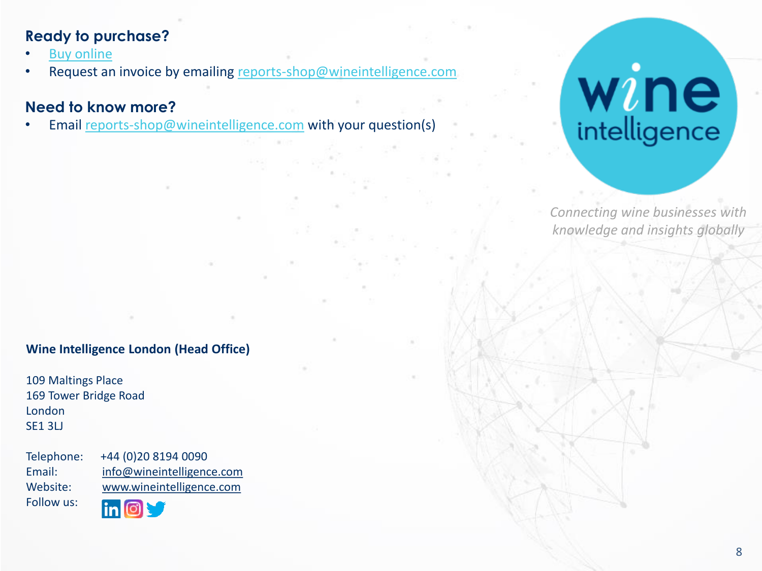## Ready to purchase?

- Buy online
- Request an invoice by emailing reports-shop@wineintelligence.com

## Need to know more?

- Email reports-shop@wineintelligence.com with your question(s)

wine intelligence

*Connecting wine businesses with knowledge and insights globally*

**Wine Intelligence London (Head Office)**

109 Maltings Place
169 Tower Bridge Road
London
SE1 3LJ

Telephone: +44 (0)20 8194 0090
Email: info@wineintelligence.com
Website: www.wineintelligence.com
Follow us: